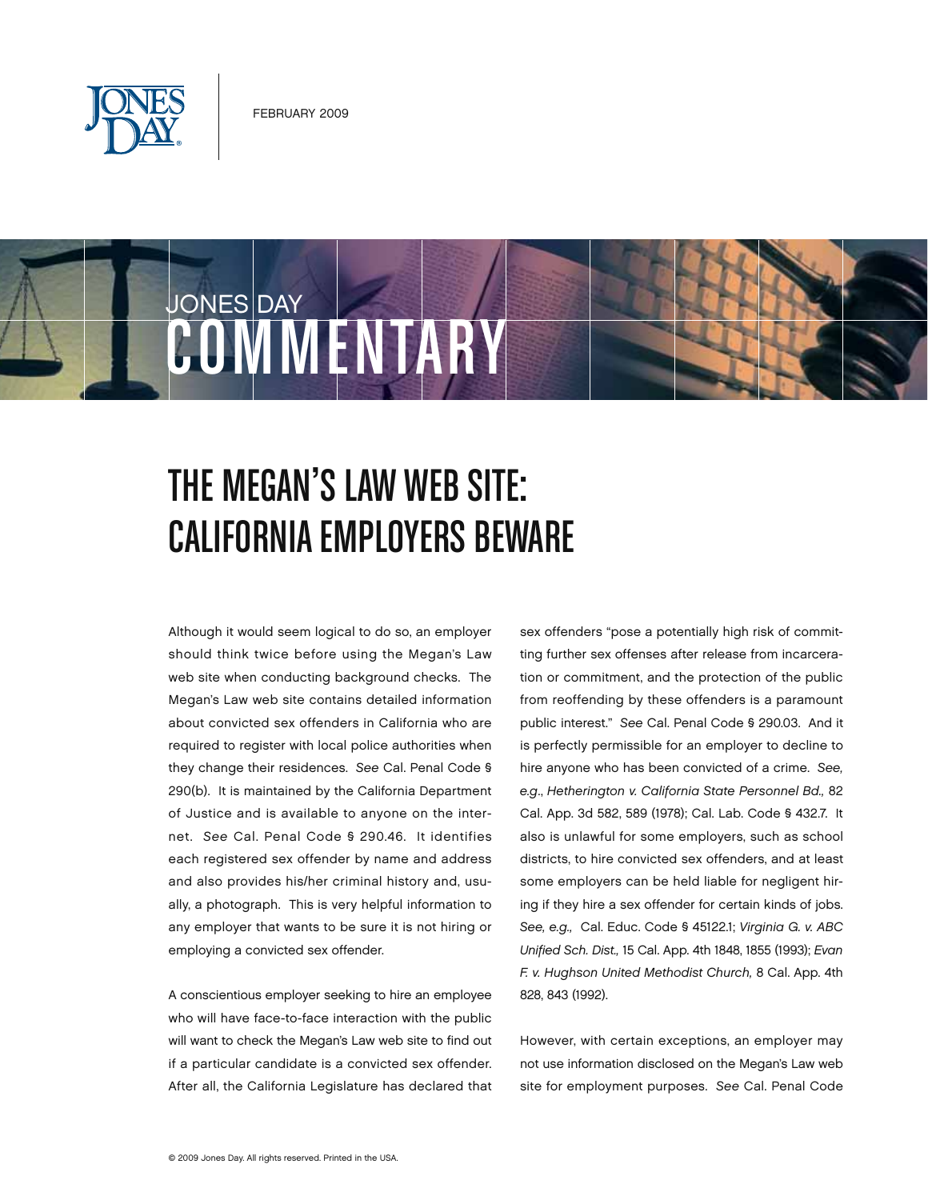FEBRUARY 2009

JONES DAY

# COMMENTARY

# THE MEGAN'S LAW WEB SITE: CALIFORNIA EMPLOYERS BEWARE

Although it would seem logical to do so, an employer should think twice before using the Megan's Law web site when conducting background checks. The Megan's Law web site contains detailed information about convicted sex offenders in California who are required to register with local police authorities when they change their residences. *See* Cal. Penal Code § 290(b). It is maintained by the California Department of Justice and is available to anyone on the internet. *See* Cal. Penal Code § 290.46. It identifies each registered sex offender by name and address and also provides his/her criminal history and, usually, a photograph. This is very helpful information to any employer that wants to be sure it is not hiring or employing a convicted sex offender.

A conscientious employer seeking to hire an employee who will have face-to-face interaction with the public will want to check the Megan's Law web site to find out if a particular candidate is a convicted sex offender. After all, the California Legislature has declared that sex offenders "pose a potentially high risk of committing further sex offenses after release from incarceration or commitment, and the protection of the public from reoffending by these offenders is a paramount public interest." *See* Cal. Penal Code § 290.03. And it is perfectly permissible for an employer to decline to hire anyone who has been convicted of a crime. *See, e.g.*, *Hetherington v. California State Personnel Bd.,* 82 Cal. App. 3d 582, 589 (1978); Cal. Lab. Code § 432.7. It also is unlawful for some employers, such as school districts, to hire convicted sex offenders, and at least some employers can be held liable for negligent hiring if they hire a sex offender for certain kinds of jobs. *See, e.g.,* Cal. Educ. Code § 45122.1; *Virginia G. v. ABC Unified Sch. Dist.,* 15 Cal. App. 4th 1848, 1855 (1993); *Evan F. v. Hughson United Methodist Church,* 8 Cal. App. 4th 828, 843 (1992).

However, with certain exceptions, an employer may not use information disclosed on the Megan's Law web site for employment purposes. *See* Cal. Penal Code

© 2009 Jones Day. All rights reserved. Printed in the USA.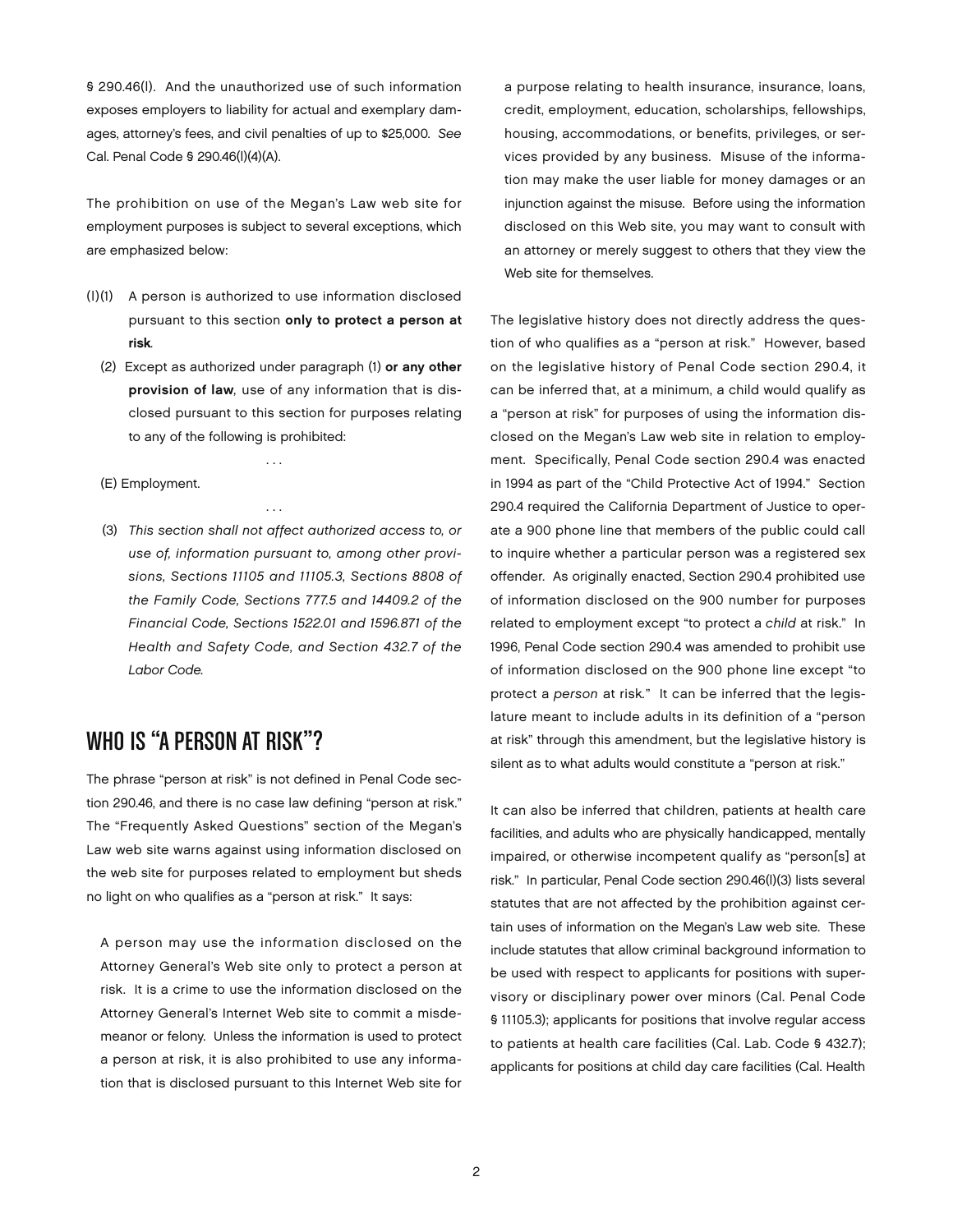§ 290.46(l). And the unauthorized use of such information exposes employers to liability for actual and exemplary damages, attorney's fees, and civil penalties of up to $25,000. *See* Cal. Penal Code § 290.46(l)(4)(A).

The prohibition on use of the Megan's Law web site for employment purposes is subject to several exceptions, which are emphasized below:

(l)(1) A person is authorized to use information disclosed pursuant to this section **only to protect a person at risk**.

(2) Except as authorized under paragraph (1) **or any other provision of law**, use of any information that is disclosed pursuant to this section for purposes relating to any of the following is prohibited:

. . .

(E) Employment.

. . .

(3) *This section shall not affect authorized access to, or use of, information pursuant to, among other provisions, Sections 11105 and 11105.3, Sections 8808 of the Family Code, Sections 777.5 and 14409.2 of the Financial Code, Sections 1522.01 and 1596.871 of the Health and Safety Code, and Section 432.7 of the Labor Code.*

## WHO IS "A PERSON AT RISK"?

The phrase "person at risk" is not defined in Penal Code section 290.46, and there is no case law defining "person at risk." The "Frequently Asked Questions" section of the Megan's Law web site warns against using information disclosed on the web site for purposes related to employment but sheds no light on who qualifies as a "person at risk." It says:

> A person may use the information disclosed on the Attorney General's Web site only to protect a person at risk. It is a crime to use the information disclosed on the Attorney General's Internet Web site to commit a misdemeanor or felony. Unless the information is used to protect a person at risk, it is also prohibited to use any information that is disclosed pursuant to this Internet Web site for a purpose relating to health insurance, insurance, loans, credit, employment, education, scholarships, fellowships, housing, accommodations, or benefits, privileges, or services provided by any business. Misuse of the information may make the user liable for money damages or an injunction against the misuse. Before using the information disclosed on this Web site, you may want to consult with an attorney or merely suggest to others that they view the Web site for themselves.

The legislative history does not directly address the question of who qualifies as a "person at risk." However, based on the legislative history of Penal Code section 290.4, it can be inferred that, at a minimum, a child would qualify as a "person at risk" for purposes of using the information disclosed on the Megan's Law web site in relation to employment. Specifically, Penal Code section 290.4 was enacted in 1994 as part of the "Child Protective Act of 1994." Section 290.4 required the California Department of Justice to operate a 900 phone line that members of the public could call to inquire whether a particular person was a registered sex offender. As originally enacted, Section 290.4 prohibited use of information disclosed on the 900 number for purposes related to employment except "to protect a *child* at risk." In 1996, Penal Code section 290.4 was amended to prohibit use of information disclosed on the 900 phone line except "to protect a *person* at risk." It can be inferred that the legislature meant to include adults in its definition of a "person at risk" through this amendment, but the legislative history is silent as to what adults would constitute a "person at risk."

It can also be inferred that children, patients at health care facilities, and adults who are physically handicapped, mentally impaired, or otherwise incompetent qualify as "person[s] at risk." In particular, Penal Code section 290.46(l)(3) lists several statutes that are not affected by the prohibition against certain uses of information on the Megan's Law web site. These include statutes that allow criminal background information to be used with respect to applicants for positions with supervisory or disciplinary power over minors (Cal. Penal Code § 11105.3); applicants for positions that involve regular access to patients at health care facilities (Cal. Lab. Code § 432.7); applicants for positions at child day care facilities (Cal. Health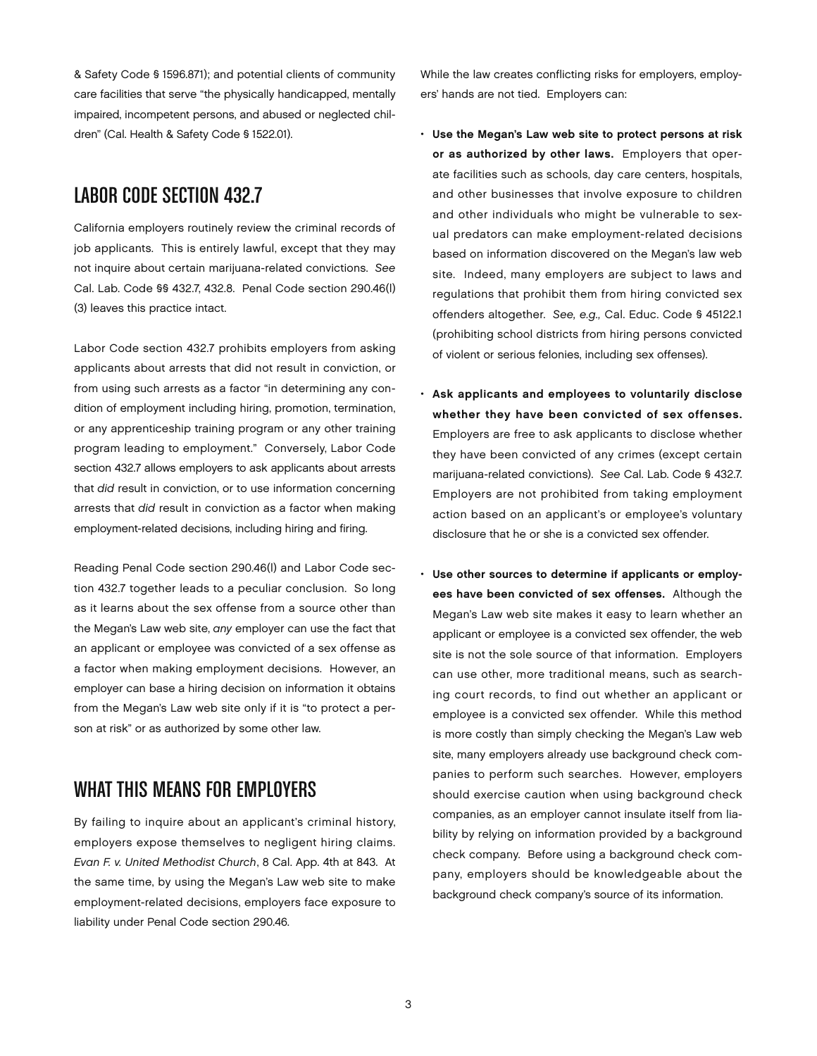& Safety Code § 1596.871); and potential clients of community care facilities that serve "the physically handicapped, mentally impaired, incompetent persons, and abused or neglected children" (Cal. Health & Safety Code § 1522.01).

## LABOR CODE SECTION 432.7

California employers routinely review the criminal records of job applicants. This is entirely lawful, except that they may not inquire about certain marijuana-related convictions. *See* Cal. Lab. Code §§ 432.7, 432.8. Penal Code section 290.46(l)(3) leaves this practice intact.

Labor Code section 432.7 prohibits employers from asking applicants about arrests that did not result in conviction, or from using such arrests as a factor "in determining any condition of employment including hiring, promotion, termination, or any apprenticeship training program or any other training program leading to employment." Conversely, Labor Code section 432.7 allows employers to ask applicants about arrests that *did* result in conviction, or to use information concerning arrests that *did* result in conviction as a factor when making employment-related decisions, including hiring and firing.

Reading Penal Code section 290.46(l) and Labor Code section 432.7 together leads to a peculiar conclusion. So long as it learns about the sex offense from a source other than the Megan's Law web site, *any* employer can use the fact that an applicant or employee was convicted of a sex offense as a factor when making employment decisions. However, an employer can base a hiring decision on information it obtains from the Megan's Law web site only if it is "to protect a person at risk" or as authorized by some other law.

## WHAT THIS MEANS FOR EMPLOYERS

By failing to inquire about an applicant's criminal history, employers expose themselves to negligent hiring claims. *Evan F. v. United Methodist Church*, 8 Cal. App. 4th at 843. At the same time, by using the Megan's Law web site to make employment-related decisions, employers face exposure to liability under Penal Code section 290.46.

While the law creates conflicting risks for employers, employers' hands are not tied. Employers can:

- **Use the Megan's Law web site to protect persons at risk or as authorized by other laws.** Employers that operate facilities such as schools, day care centers, hospitals, and other businesses that involve exposure to children and other individuals who might be vulnerable to sexual predators can make employment-related decisions based on information discovered on the Megan's law web site. Indeed, many employers are subject to laws and regulations that prohibit them from hiring convicted sex offenders altogether. *See, e.g.,* Cal. Educ. Code § 45122.1 (prohibiting school districts from hiring persons convicted of violent or serious felonies, including sex offenses).

- **Ask applicants and employees to voluntarily disclose whether they have been convicted of sex offenses.** Employers are free to ask applicants to disclose whether they have been convicted of any crimes (except certain marijuana-related convictions). *See* Cal. Lab. Code § 432.7. Employers are not prohibited from taking employment action based on an applicant's or employee's voluntary disclosure that he or she is a convicted sex offender.

- **Use other sources to determine if applicants or employees have been convicted of sex offenses.** Although the Megan's Law web site makes it easy to learn whether an applicant or employee is a convicted sex offender, the web site is not the sole source of that information. Employers can use other, more traditional means, such as searching court records, to find out whether an applicant or employee is a convicted sex offender. While this method is more costly than simply checking the Megan's Law web site, many employers already use background check companies to perform such searches. However, employers should exercise caution when using background check companies, as an employer cannot insulate itself from liability by relying on information provided by a background check company. Before using a background check company, employers should be knowledgeable about the background check company's source of its information.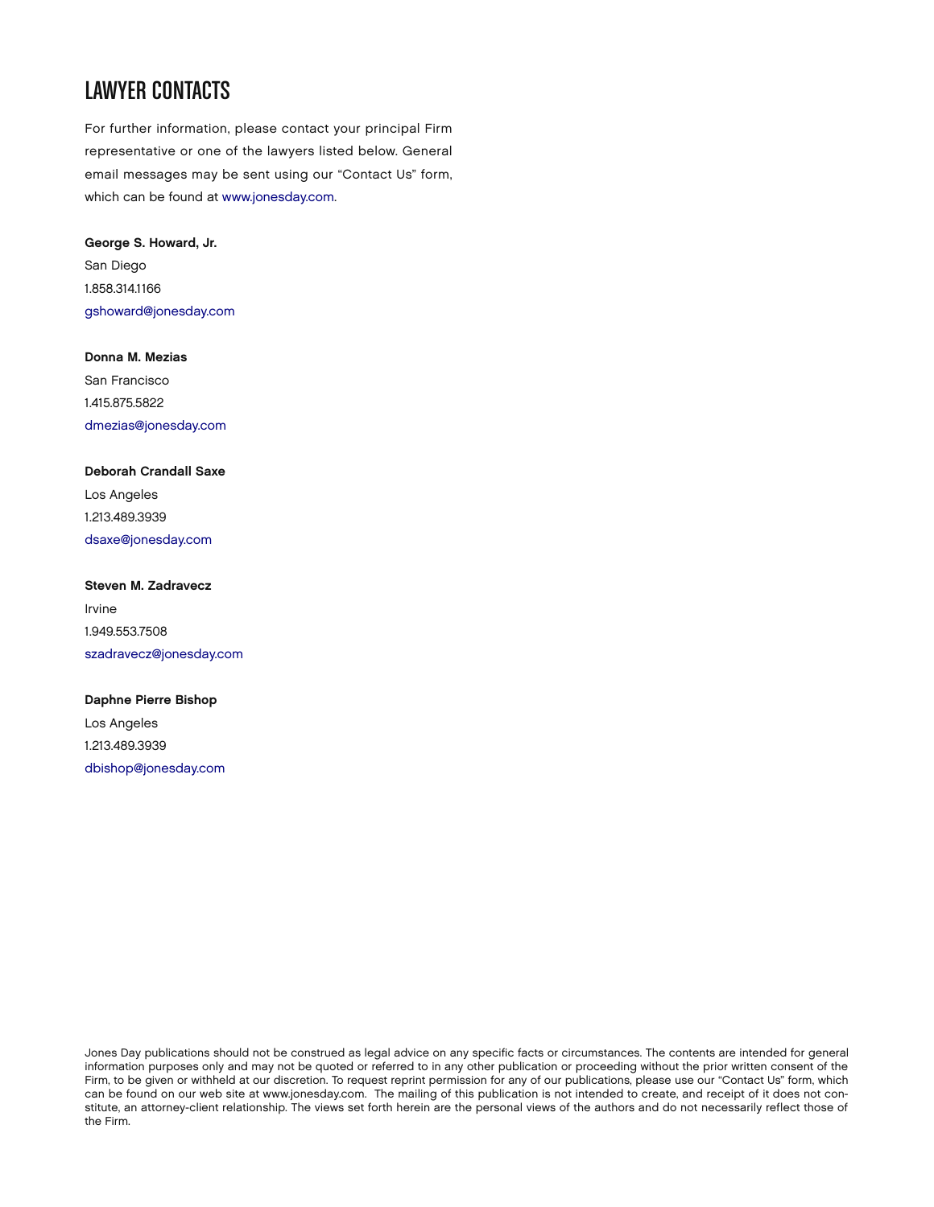# LAWYER CONTACTS

For further information, please contact your principal Firm representative or one of the lawyers listed below. General email messages may be sent using our "Contact Us" form, which can be found at www.jonesday.com.

**George S. Howard, Jr.**
San Diego
1.858.314.1166
gshoward@jonesday.com

**Donna M. Mezias**
San Francisco
1.415.875.5822
dmezias@jonesday.com

**Deborah Crandall Saxe**
Los Angeles
1.213.489.3939
dsaxe@jonesday.com

**Steven M. Zadravecz**
Irvine
1.949.553.7508
szadravecz@jonesday.com

**Daphne Pierre Bishop**
Los Angeles
1.213.489.3939
dbishop@jonesday.com

Jones Day publications should not be construed as legal advice on any specific facts or circumstances. The contents are intended for general information purposes only and may not be quoted or referred to in any other publication or proceeding without the prior written consent of the Firm, to be given or withheld at our discretion. To request reprint permission for any of our publications, please use our "Contact Us" form, which can be found on our web site at www.jonesday.com. The mailing of this publication is not intended to create, and receipt of it does not constitute, an attorney-client relationship. The views set forth herein are the personal views of the authors and do not necessarily reflect those of the Firm.